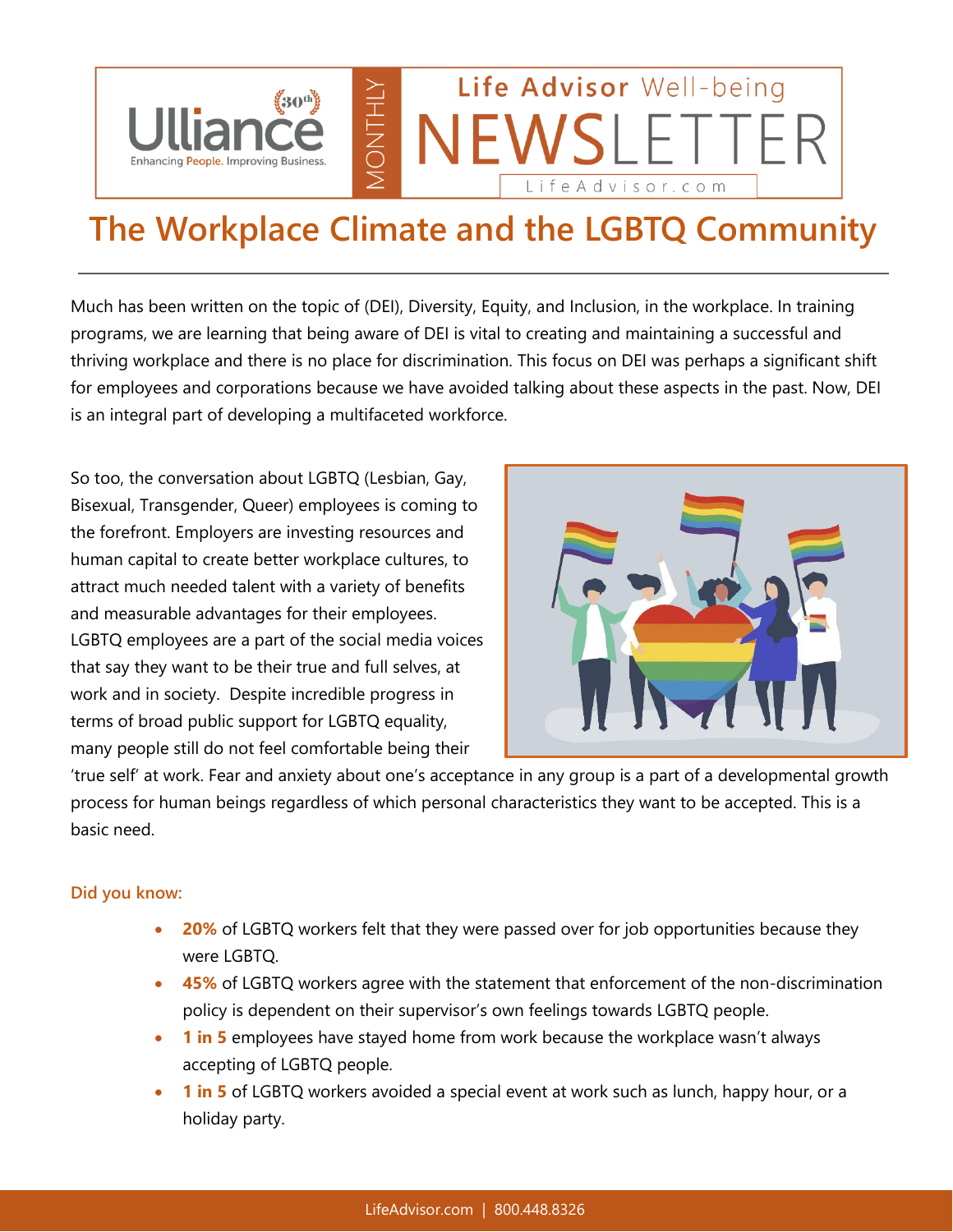Ulliance — Enhancing People. Improving Business.

MONTHLY Life Advisor Well-being NEWSLETTER

LifeAdvisor.com

# The Workplace Climate and the LGBTQ Community

Much has been written on the topic of (DEI), Diversity, Equity, and Inclusion, in the workplace. In training programs, we are learning that being aware of DEI is vital to creating and maintaining a successful and thriving workplace and there is no place for discrimination. This focus on DEI was perhaps a significant shift for employees and corporations because we have avoided talking about these aspects in the past. Now, DEI is an integral part of developing a multifaceted workforce.

So too, the conversation about LGBTQ (Lesbian, Gay, Bisexual, Transgender, Queer) employees is coming to the forefront. Employers are investing resources and human capital to create better workplace cultures, to attract much needed talent with a variety of benefits and measurable advantages for their employees. LGBTQ employees are a part of the social media voices that say they want to be their true and full selves, at work and in society. Despite incredible progress in terms of broad public support for LGBTQ equality, many people still do not feel comfortable being their 'true self' at work. Fear and anxiety about one's acceptance in any group is a part of a developmental growth process for human beings regardless of which personal characteristics they want to be accepted. This is a basic need.

**Did you know:**

- **20%** of LGBTQ workers felt that they were passed over for job opportunities because they were LGBTQ.
- **45%** of LGBTQ workers agree with the statement that enforcement of the non-discrimination policy is dependent on their supervisor's own feelings towards LGBTQ people.
- **1 in 5** employees have stayed home from work because the workplace wasn't always accepting of LGBTQ people.
- **1 in 5** of LGBTQ workers avoided a special event at work such as lunch, happy hour, or a holiday party.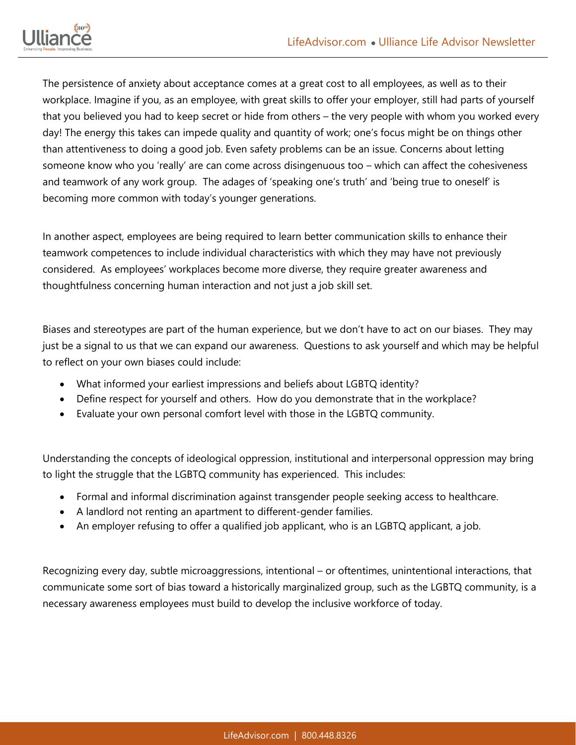The persistence of anxiety about acceptance comes at a great cost to all employees, as well as to their workplace. Imagine if you, as an employee, with great skills to offer your employer, still had parts of yourself that you believed you had to keep secret or hide from others – the very people with whom you worked every day! The energy this takes can impede quality and quantity of work; one's focus might be on things other than attentiveness to doing a good job. Even safety problems can be an issue. Concerns about letting someone know who you 'really' are can come across disingenuous too – which can affect the cohesiveness and teamwork of any work group. The adages of 'speaking one's truth' and 'being true to oneself' is becoming more common with today's younger generations.

In another aspect, employees are being required to learn better communication skills to enhance their teamwork competences to include individual characteristics with which they may have not previously considered. As employees' workplaces become more diverse, they require greater awareness and thoughtfulness concerning human interaction and not just a job skill set.

Biases and stereotypes are part of the human experience, but we don't have to act on our biases. They may just be a signal to us that we can expand our awareness. Questions to ask yourself and which may be helpful to reflect on your own biases could include:

- What informed your earliest impressions and beliefs about LGBTQ identity?
- Define respect for yourself and others. How do you demonstrate that in the workplace?
- Evaluate your own personal comfort level with those in the LGBTQ community.

Understanding the concepts of ideological oppression, institutional and interpersonal oppression may bring to light the struggle that the LGBTQ community has experienced. This includes:

- Formal and informal discrimination against transgender people seeking access to healthcare.
- A landlord not renting an apartment to different-gender families.
- An employer refusing to offer a qualified job applicant, who is an LGBTQ applicant, a job.

Recognizing every day, subtle microaggressions, intentional – or oftentimes, unintentional interactions, that communicate some sort of bias toward a historically marginalized group, such as the LGBTQ community, is a necessary awareness employees must build to develop the inclusive workforce of today.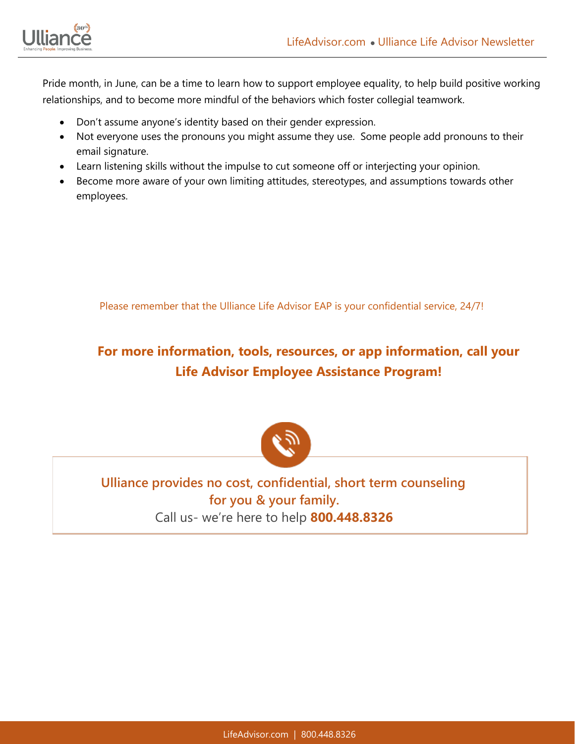Pride month, in June, can be a time to learn how to support employee equality, to help build positive working relationships, and to become more mindful of the behaviors which foster collegial teamwork.

- Don't assume anyone's identity based on their gender expression.
- Not everyone uses the pronouns you might assume they use. Some people add pronouns to their email signature.
- Learn listening skills without the impulse to cut someone off or interjecting your opinion.
- Become more aware of your own limiting attitudes, stereotypes, and assumptions towards other employees.

Please remember that the Ulliance Life Advisor EAP is your confidential service, 24/7!

**For more information, tools, resources, or app information, call your Life Advisor Employee Assistance Program!**

**Ulliance provides no cost, confidential, short term counseling for you & your family.**

Call us- we're here to help **800.448.8326**